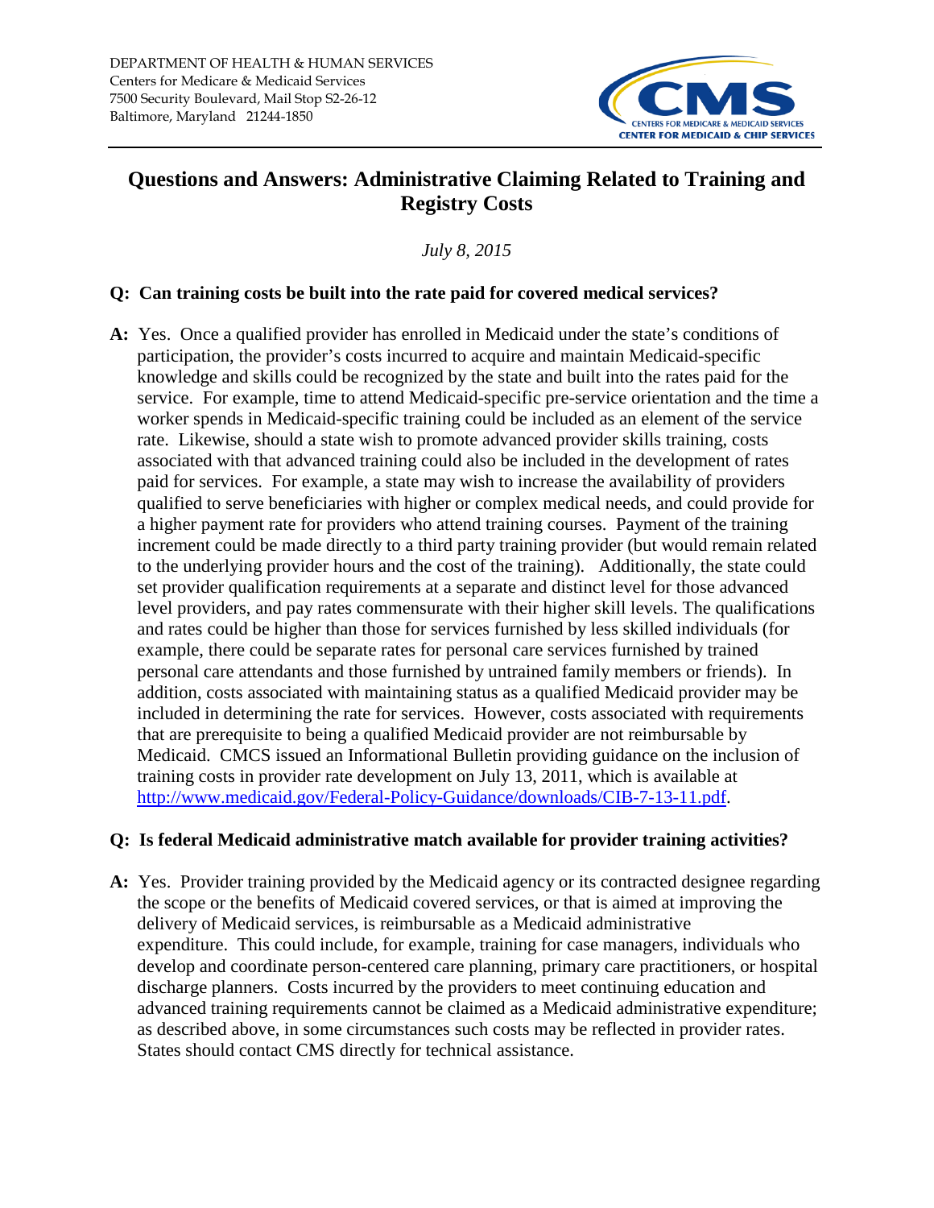DEPARTMENT OF HEALTH & HUMAN SERVICES
Centers for Medicare & Medicaid Services
7500 Security Boulevard, Mail Stop S2-26-12
Baltimore, Maryland 21244-1850

CENTERS FOR MEDICARE & MEDICAID SERVICES
CENTER FOR MEDICAID & CHIP SERVICES

# Questions and Answers: Administrative Claiming Related to Training and Registry Costs

*July 8, 2015*

**Q: Can training costs be built into the rate paid for covered medical services?**

**A:** Yes. Once a qualified provider has enrolled in Medicaid under the state's conditions of participation, the provider's costs incurred to acquire and maintain Medicaid-specific knowledge and skills could be recognized by the state and built into the rates paid for the service. For example, time to attend Medicaid-specific pre-service orientation and the time a worker spends in Medicaid-specific training could be included as an element of the service rate. Likewise, should a state wish to promote advanced provider skills training, costs associated with that advanced training could also be included in the development of rates paid for services. For example, a state may wish to increase the availability of providers qualified to serve beneficiaries with higher or complex medical needs, and could provide for a higher payment rate for providers who attend training courses. Payment of the training increment could be made directly to a third party training provider (but would remain related to the underlying provider hours and the cost of the training). Additionally, the state could set provider qualification requirements at a separate and distinct level for those advanced level providers, and pay rates commensurate with their higher skill levels. The qualifications and rates could be higher than those for services furnished by less skilled individuals (for example, there could be separate rates for personal care services furnished by trained personal care attendants and those furnished by untrained family members or friends). In addition, costs associated with maintaining status as a qualified Medicaid provider may be included in determining the rate for services. However, costs associated with requirements that are prerequisite to being a qualified Medicaid provider are not reimbursable by Medicaid. CMCS issued an Informational Bulletin providing guidance on the inclusion of training costs in provider rate development on July 13, 2011, which is available at [http://www.medicaid.gov/Federal-Policy-Guidance/downloads/CIB-7-13-11.pdf](http://www.medicaid.gov/Federal-Policy-Guidance/downloads/CIB-7-13-11.pdf).

**Q: Is federal Medicaid administrative match available for provider training activities?**

**A:** Yes. Provider training provided by the Medicaid agency or its contracted designee regarding the scope or the benefits of Medicaid covered services, or that is aimed at improving the delivery of Medicaid services, is reimbursable as a Medicaid administrative expenditure. This could include, for example, training for case managers, individuals who develop and coordinate person-centered care planning, primary care practitioners, or hospital discharge planners. Costs incurred by the providers to meet continuing education and advanced training requirements cannot be claimed as a Medicaid administrative expenditure; as described above, in some circumstances such costs may be reflected in provider rates. States should contact CMS directly for technical assistance.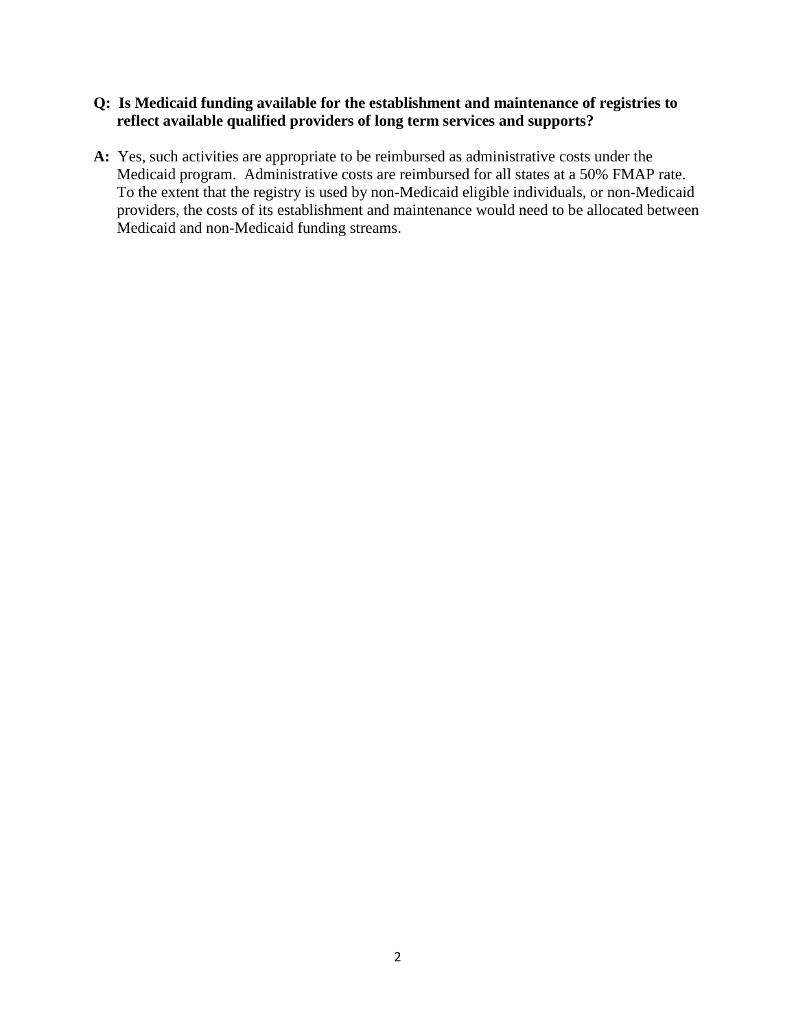**Q: Is Medicaid funding available for the establishment and maintenance of registries to reflect available qualified providers of long term services and supports?**

**A:** Yes, such activities are appropriate to be reimbursed as administrative costs under the Medicaid program. Administrative costs are reimbursed for all states at a 50% FMAP rate. To the extent that the registry is used by non-Medicaid eligible individuals, or non-Medicaid providers, the costs of its establishment and maintenance would need to be allocated between Medicaid and non-Medicaid funding streams.